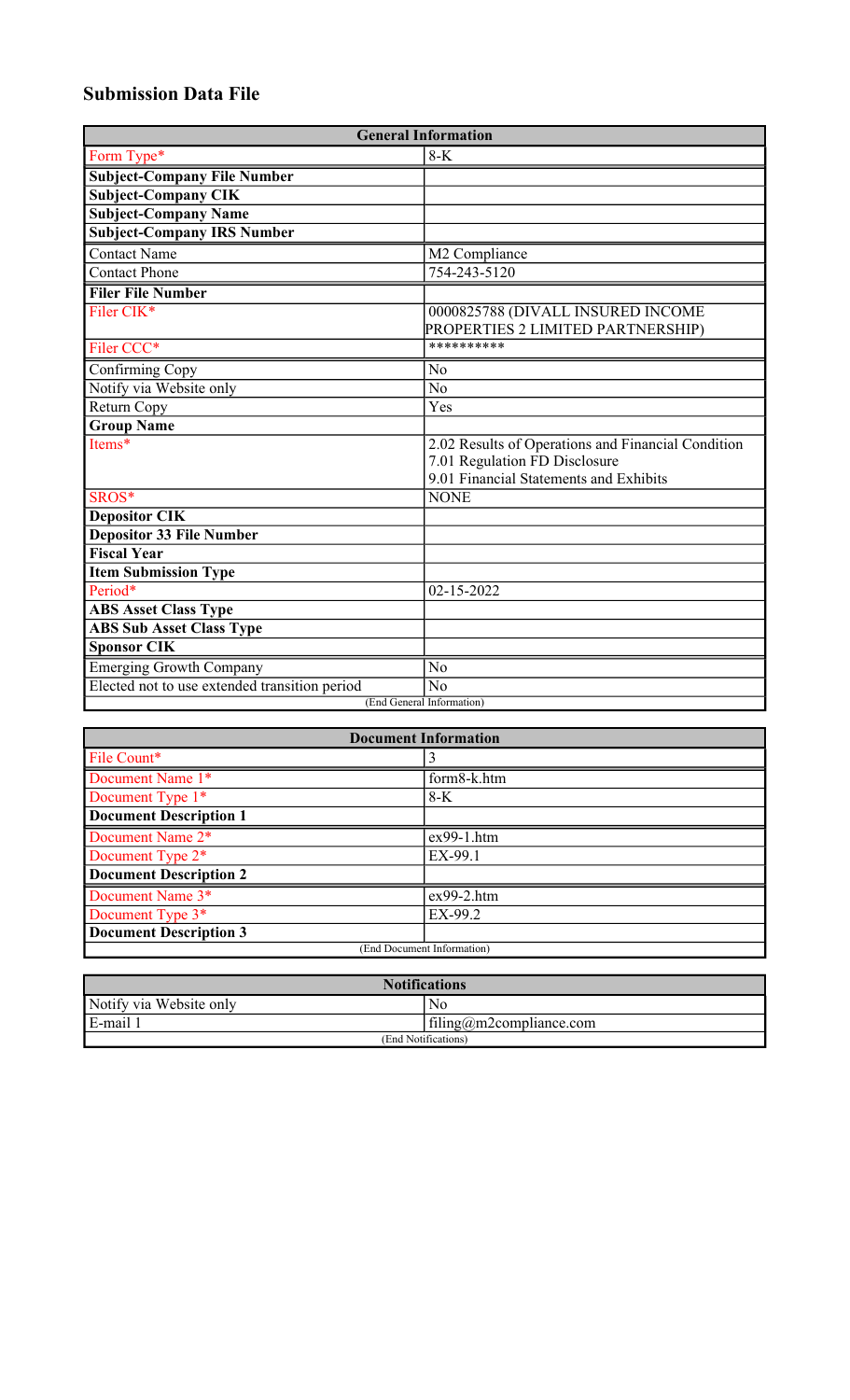# Submission Data File

| General Information | |
|---|---|
| Form Type* | 8-K |
| **Subject-Company File Number** | |
| **Subject-Company CIK** | |
| **Subject-Company Name** | |
| **Subject-Company IRS Number** | |
| Contact Name | M2 Compliance |
| Contact Phone | 754-243-5120 |
| **Filer File Number** | |
| Filer CIK* | 0000825788 (DIVALL INSURED INCOME PROPERTIES 2 LIMITED PARTNERSHIP) |
| Filer CCC* | ********** |
| Confirming Copy | No |
| Notify via Website only | No |
| Return Copy | Yes |
| **Group Name** | |
| Items* | 2.02 Results of Operations and Financial Condition<br>7.01 Regulation FD Disclosure<br>9.01 Financial Statements and Exhibits |
| SROS* | NONE |
| **Depositor CIK** | |
| **Depositor 33 File Number** | |
| **Fiscal Year** | |
| **Item Submission Type** | |
| Period* | 02-15-2022 |
| **ABS Asset Class Type** | |
| **ABS Sub Asset Class Type** | |
| **Sponsor CIK** | |
| Emerging Growth Company | No |
| Elected not to use extended transition period | No |
| (End General Information) | |

| Document Information | |
|---|---|
| File Count* | 3 |
| Document Name 1* | form8-k.htm |
| Document Type 1* | 8-K |
| **Document Description 1** | |
| Document Name 2* | ex99-1.htm |
| Document Type 2* | EX-99.1 |
| **Document Description 2** | |
| Document Name 3* | ex99-2.htm |
| Document Type 3* | EX-99.2 |
| **Document Description 3** | |
| (End Document Information) | |

| Notifications | |
|---|---|
| Notify via Website only | No |
| E-mail 1 | filing@m2compliance.com |
| (End Notifications) | |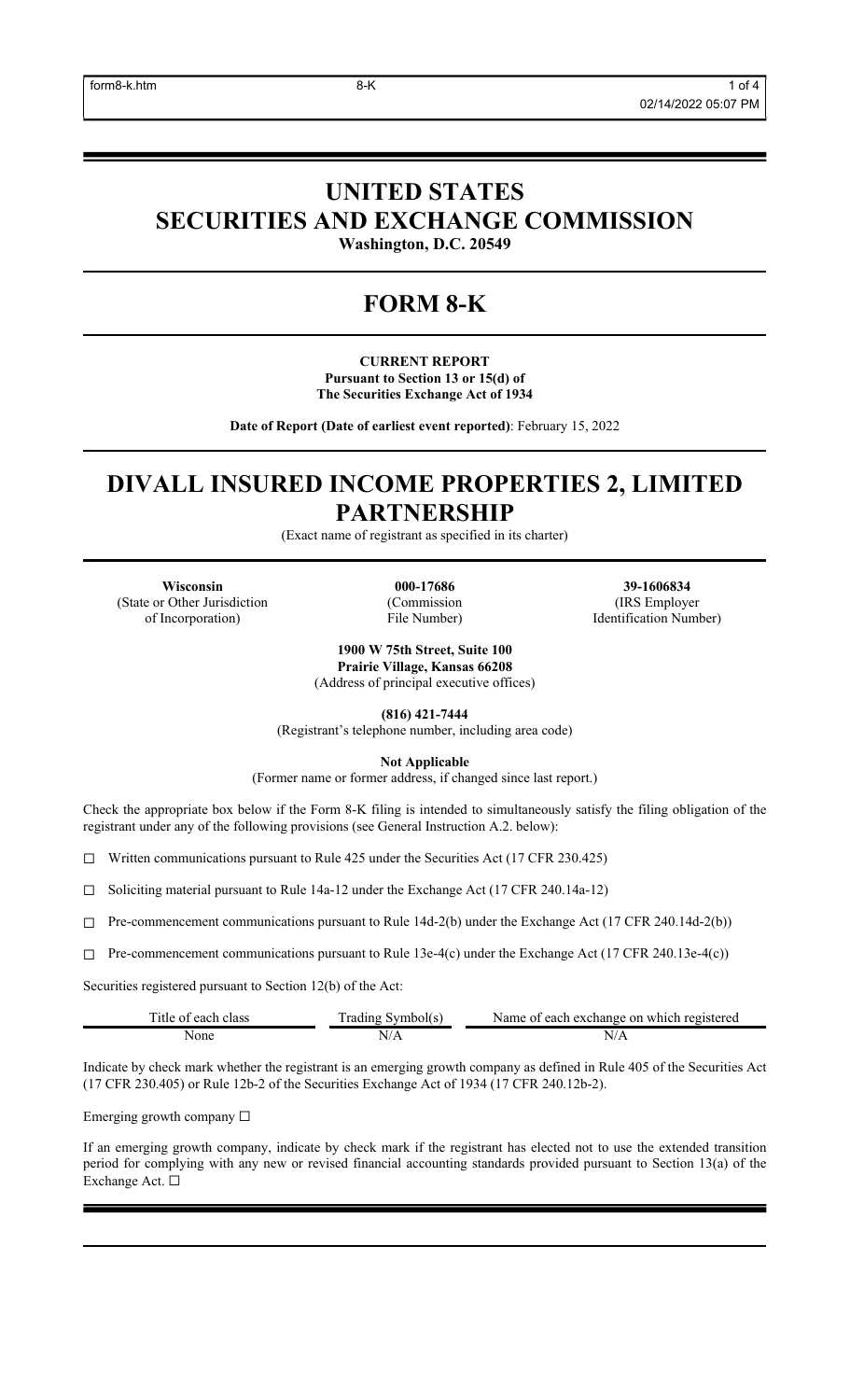# UNITED STATES
# SECURITIES AND EXCHANGE COMMISSION

**Washington, D.C. 20549**

# FORM 8-K

**CURRENT REPORT**
**Pursuant to Section 13 or 15(d) of**
**The Securities Exchange Act of 1934**

**Date of Report (Date of earliest event reported)**: February 15, 2022

# DIVALL INSURED INCOME PROPERTIES 2, LIMITED PARTNERSHIP

(Exact name of registrant as specified in its charter)

| **Wisconsin** | **000-17686** | **39-1606834** |
|---|---|---|
| (State or Other Jurisdiction of Incorporation) | (Commission File Number) | (IRS Employer Identification Number) |

**1900 W 75th Street, Suite 100**
**Prairie Village, Kansas 66208**
(Address of principal executive offices)

**(816) 421-7444**
(Registrant's telephone number, including area code)

**Not Applicable**
(Former name or former address, if changed since last report.)

Check the appropriate box below if the Form 8-K filing is intended to simultaneously satisfy the filing obligation of the registrant under any of the following provisions (see General Instruction A.2. below):

☐ Written communications pursuant to Rule 425 under the Securities Act (17 CFR 230.425)

☐ Soliciting material pursuant to Rule 14a-12 under the Exchange Act (17 CFR 240.14a-12)

☐ Pre-commencement communications pursuant to Rule 14d-2(b) under the Exchange Act (17 CFR 240.14d-2(b))

☐ Pre-commencement communications pursuant to Rule 13e-4(c) under the Exchange Act (17 CFR 240.13e-4(c))

Securities registered pursuant to Section 12(b) of the Act:

| Title of each class | Trading Symbol(s) | Name of each exchange on which registered |
|---|---|---|
| None | N/A | N/A |

Indicate by check mark whether the registrant is an emerging growth company as defined in Rule 405 of the Securities Act (17 CFR 230.405) or Rule 12b-2 of the Securities Exchange Act of 1934 (17 CFR 240.12b-2).

Emerging growth company ☐

If an emerging growth company, indicate by check mark if the registrant has elected not to use the extended transition period for complying with any new or revised financial accounting standards provided pursuant to Section 13(a) of the Exchange Act. ☐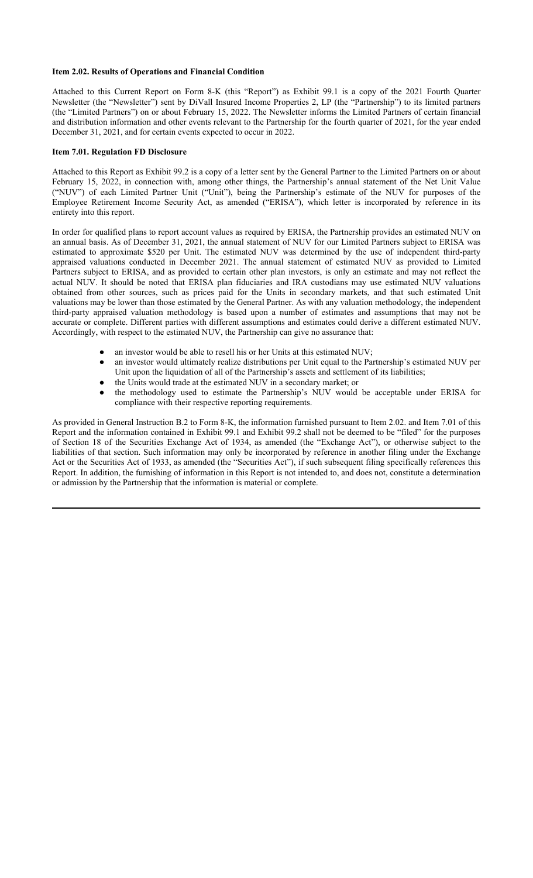**Item 2.02. Results of Operations and Financial Condition**

Attached to this Current Report on Form 8-K (this "Report") as Exhibit 99.1 is a copy of the 2021 Fourth Quarter Newsletter (the "Newsletter") sent by DiVall Insured Income Properties 2, LP (the "Partnership") to its limited partners (the "Limited Partners") on or about February 15, 2022. The Newsletter informs the Limited Partners of certain financial and distribution information and other events relevant to the Partnership for the fourth quarter of 2021, for the year ended December 31, 2021, and for certain events expected to occur in 2022.

**Item 7.01. Regulation FD Disclosure**

Attached to this Report as Exhibit 99.2 is a copy of a letter sent by the General Partner to the Limited Partners on or about February 15, 2022, in connection with, among other things, the Partnership's annual statement of the Net Unit Value ("NUV") of each Limited Partner Unit ("Unit"), being the Partnership's estimate of the NUV for purposes of the Employee Retirement Income Security Act, as amended ("ERISA"), which letter is incorporated by reference in its entirety into this report.

In order for qualified plans to report account values as required by ERISA, the Partnership provides an estimated NUV on an annual basis. As of December 31, 2021, the annual statement of NUV for our Limited Partners subject to ERISA was estimated to approximate $520 per Unit. The estimated NUV was determined by the use of independent third-party appraised valuations conducted in December 2021. The annual statement of estimated NUV as provided to Limited Partners subject to ERISA, and as provided to certain other plan investors, is only an estimate and may not reflect the actual NUV. It should be noted that ERISA plan fiduciaries and IRA custodians may use estimated NUV valuations obtained from other sources, such as prices paid for the Units in secondary markets, and that such estimated Unit valuations may be lower than those estimated by the General Partner. As with any valuation methodology, the independent third-party appraised valuation methodology is based upon a number of estimates and assumptions that may not be accurate or complete. Different parties with different assumptions and estimates could derive a different estimated NUV. Accordingly, with respect to the estimated NUV, the Partnership can give no assurance that:

- an investor would be able to resell his or her Units at this estimated NUV;
- an investor would ultimately realize distributions per Unit equal to the Partnership's estimated NUV per Unit upon the liquidation of all of the Partnership's assets and settlement of its liabilities;
- the Units would trade at the estimated NUV in a secondary market; or
- the methodology used to estimate the Partnership's NUV would be acceptable under ERISA for compliance with their respective reporting requirements.

As provided in General Instruction B.2 to Form 8-K, the information furnished pursuant to Item 2.02. and Item 7.01 of this Report and the information contained in Exhibit 99.1 and Exhibit 99.2 shall not be deemed to be "filed" for the purposes of Section 18 of the Securities Exchange Act of 1934, as amended (the "Exchange Act"), or otherwise subject to the liabilities of that section. Such information may only be incorporated by reference in another filing under the Exchange Act or the Securities Act of 1933, as amended (the "Securities Act"), if such subsequent filing specifically references this Report. In addition, the furnishing of information in this Report is not intended to, and does not, constitute a determination or admission by the Partnership that the information is material or complete.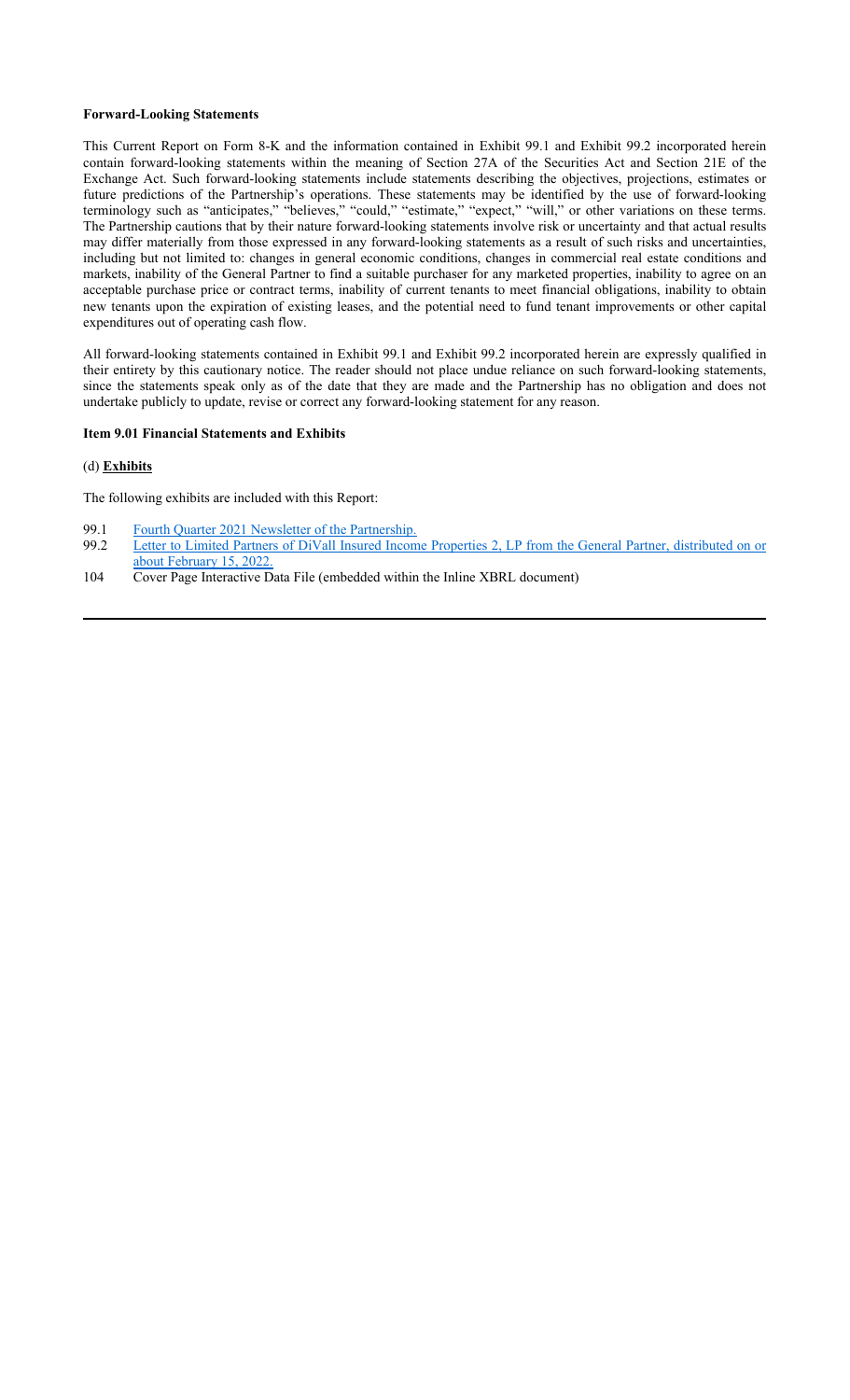**Forward-Looking Statements**

This Current Report on Form 8-K and the information contained in Exhibit 99.1 and Exhibit 99.2 incorporated herein contain forward-looking statements within the meaning of Section 27A of the Securities Act and Section 21E of the Exchange Act. Such forward-looking statements include statements describing the objectives, projections, estimates or future predictions of the Partnership's operations. These statements may be identified by the use of forward-looking terminology such as "anticipates," "believes," "could," "estimate," "expect," "will," or other variations on these terms. The Partnership cautions that by their nature forward-looking statements involve risk or uncertainty and that actual results may differ materially from those expressed in any forward-looking statements as a result of such risks and uncertainties, including but not limited to: changes in general economic conditions, changes in commercial real estate conditions and markets, inability of the General Partner to find a suitable purchaser for any marketed properties, inability to agree on an acceptable purchase price or contract terms, inability of current tenants to meet financial obligations, inability to obtain new tenants upon the expiration of existing leases, and the potential need to fund tenant improvements or other capital expenditures out of operating cash flow.

All forward-looking statements contained in Exhibit 99.1 and Exhibit 99.2 incorporated herein are expressly qualified in their entirety by this cautionary notice. The reader should not place undue reliance on such forward-looking statements, since the statements speak only as of the date that they are made and the Partnership has no obligation and does not undertake publicly to update, revise or correct any forward-looking statement for any reason.

**Item 9.01 Financial Statements and Exhibits**

(d) **Exhibits**

The following exhibits are included with this Report:

- 99.1 Fourth Quarter 2021 Newsletter of the Partnership.
- 99.2 Letter to Limited Partners of DiVall Insured Income Properties 2, LP from the General Partner, distributed on or about February 15, 2022.
- 104 Cover Page Interactive Data File (embedded within the Inline XBRL document)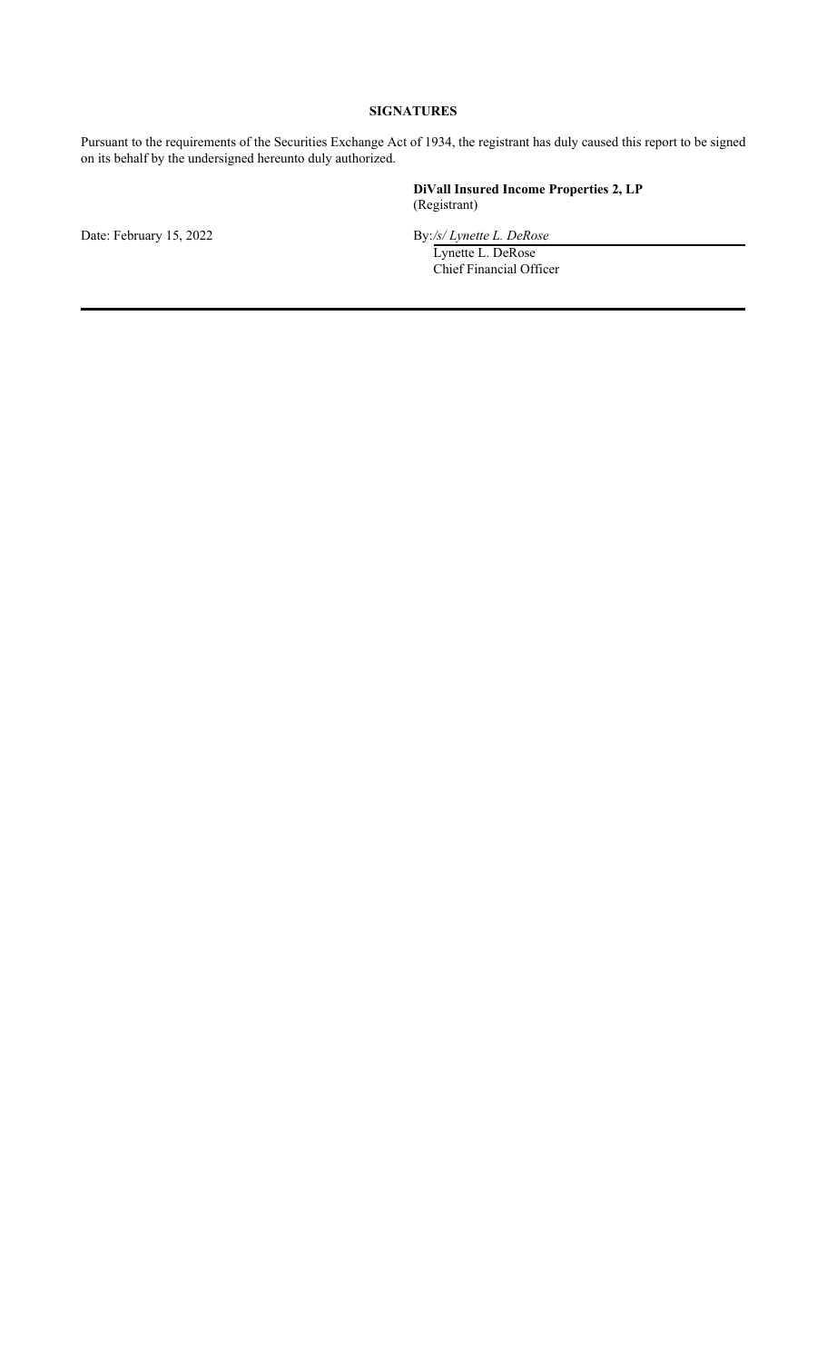## SIGNATURES

Pursuant to the requirements of the Securities Exchange Act of 1934, the registrant has duly caused this report to be signed on its behalf by the undersigned hereunto duly authorized.

**DiVall Insured Income Properties 2, LP**
(Registrant)

Date: February 15, 2022

By: */s/ Lynette L. DeRose*
Lynette L. DeRose
Chief Financial Officer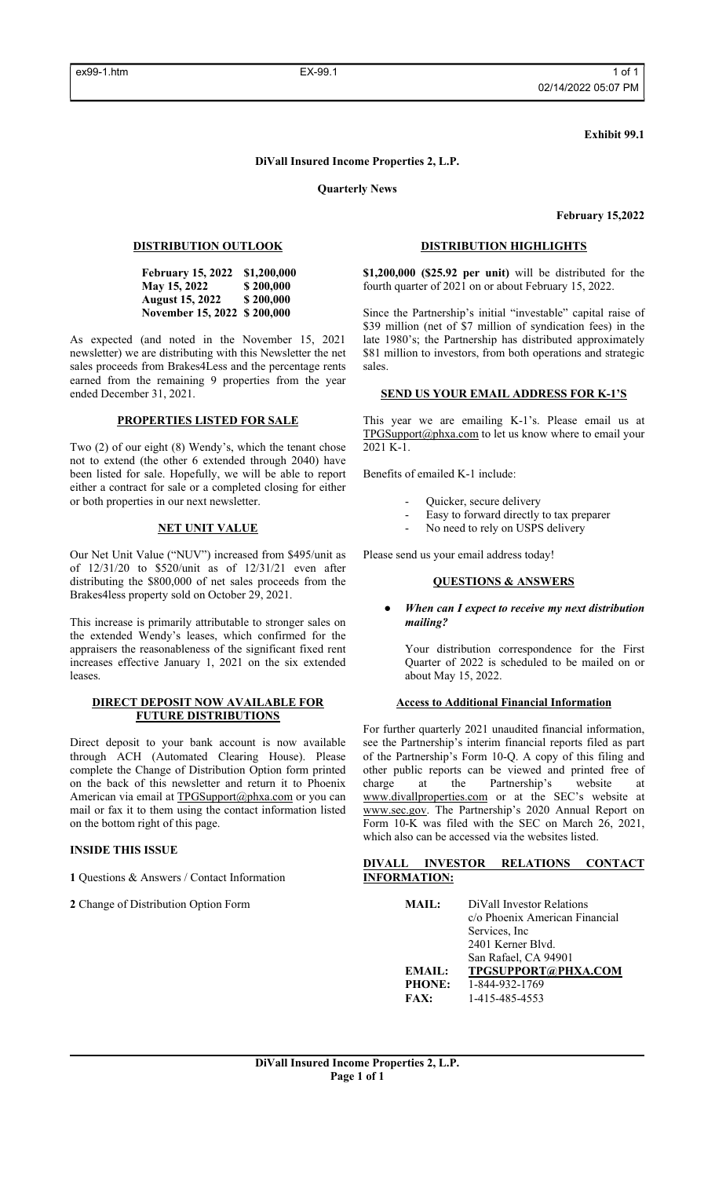**Exhibit 99.1**

**DiVall Insured Income Properties 2, L.P.**

**Quarterly News**

**February 15,2022**

## DISTRIBUTION OUTLOOK

| | |
|---|---|
| **February 15, 2022** | **$1,200,000** |
| **May 15, 2022** | **$ 200,000** |
| **August 15, 2022** | **$ 200,000** |
| **November 15, 2022** | **$ 200,000** |

As expected (and noted in the November 15, 2021 newsletter) we are distributing with this Newsletter the net sales proceeds from Brakes4Less and the percentage rents earned from the remaining 9 properties from the year ended December 31, 2021.

## PROPERTIES LISTED FOR SALE

Two (2) of our eight (8) Wendy's, which the tenant chose not to extend (the other 6 extended through 2040) have been listed for sale. Hopefully, we will be able to report either a contract for sale or a completed closing for either or both properties in our next newsletter.

## NET UNIT VALUE

Our Net Unit Value ("NUV") increased from $495/unit as of 12/31/20 to $520/unit as of 12/31/21 even after distributing the $800,000 of net sales proceeds from the Brakes4less property sold on October 29, 2021.

This increase is primarily attributable to stronger sales on the extended Wendy's leases, which confirmed for the appraisers the reasonableness of the significant fixed rent increases effective January 1, 2021 on the six extended leases.

## DIRECT DEPOSIT NOW AVAILABLE FOR FUTURE DISTRIBUTIONS

Direct deposit to your bank account is now available through ACH (Automated Clearing House). Please complete the Change of Distribution Option form printed on the back of this newsletter and return it to Phoenix American via email at TPGSupport@phxa.com or you can mail or fax it to them using the contact information listed on the bottom right of this page.

## INSIDE THIS ISSUE

**1** Questions & Answers / Contact Information

**2** Change of Distribution Option Form

## DISTRIBUTION HIGHLIGHTS

**$1,200,000 ($25.92 per unit)** will be distributed for the fourth quarter of 2021 on or about February 15, 2022.

Since the Partnership's initial "investable" capital raise of $39 million (net of $7 million of syndication fees) in the late 1980's; the Partnership has distributed approximately $81 million to investors, from both operations and strategic sales.

## SEND US YOUR EMAIL ADDRESS FOR K-1'S

This year we are emailing K-1's. Please email us at TPGSupport@phxa.com to let us know where to email your 2021 K-1.

Benefits of emailed K-1 include:

- Quicker, secure delivery
- Easy to forward directly to tax preparer
- No need to rely on USPS delivery

Please send us your email address today!

## QUESTIONS & ANSWERS

- ***When can I expect to receive my next distribution mailing?***

  Your distribution correspondence for the First Quarter of 2022 is scheduled to be mailed on or about May 15, 2022.

### Access to Additional Financial Information

For further quarterly 2021 unaudited financial information, see the Partnership's interim financial reports filed as part of the Partnership's Form 10-Q. A copy of this filing and other public reports can be viewed and printed free of charge at the Partnership's website at www.divallproperties.com or at the SEC's website at www.sec.gov. The Partnership's 2020 Annual Report on Form 10-K was filed with the SEC on March 26, 2021, which also can be accessed via the websites listed.

## DIVALL INVESTOR RELATIONS CONTACT INFORMATION:

| | |
|---|---|
| **MAIL:** | DiVall Investor Relations<br>c/o Phoenix American Financial Services, Inc<br>2401 Kerner Blvd.<br>San Rafael, CA 94901 |
| **EMAIL:** | **TPGSUPPORT@PHXA.COM** |
| **PHONE:** | 1-844-932-1769 |
| **FAX:** | 1-415-485-4553 |

**DiVall Insured Income Properties 2, L.P.**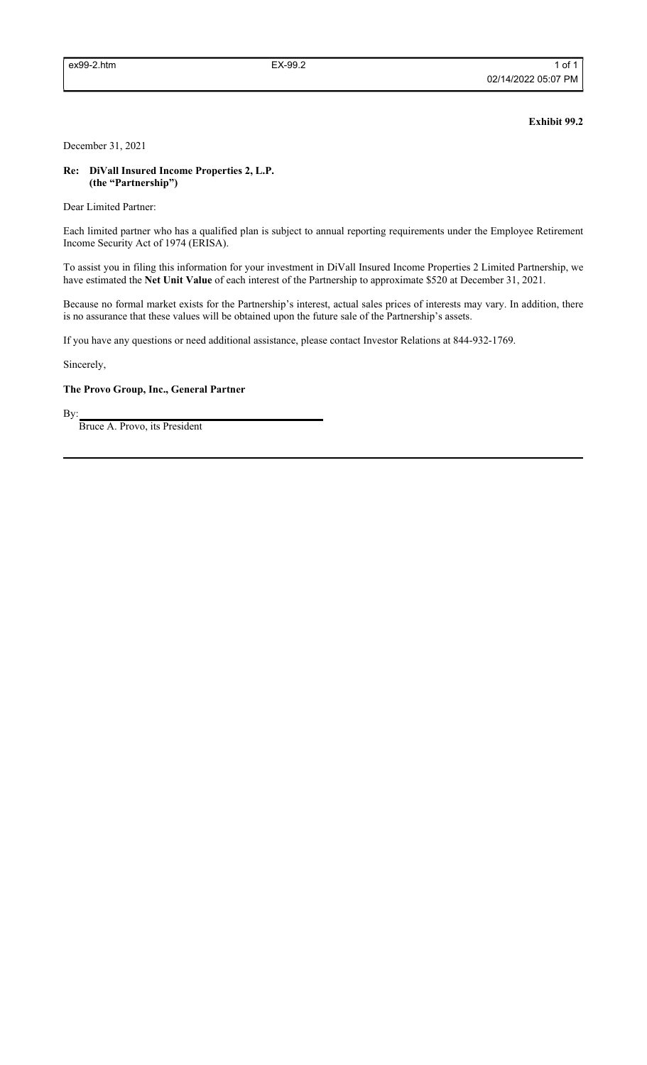**Exhibit 99.2**

December 31, 2021

**Re: DiVall Insured Income Properties 2, L.P.**
**(the "Partnership")**

Dear Limited Partner:

Each limited partner who has a qualified plan is subject to annual reporting requirements under the Employee Retirement Income Security Act of 1974 (ERISA).

To assist you in filing this information for your investment in DiVall Insured Income Properties 2 Limited Partnership, we have estimated the **Net Unit Value** of each interest of the Partnership to approximate $520 at December 31, 2021.

Because no formal market exists for the Partnership's interest, actual sales prices of interests may vary. In addition, there is no assurance that these values will be obtained upon the future sale of the Partnership's assets.

If you have any questions or need additional assistance, please contact Investor Relations at 844-932-1769.

Sincerely,

**The Provo Group, Inc., General Partner**

By: ______________________________
Bruce A. Provo, its President